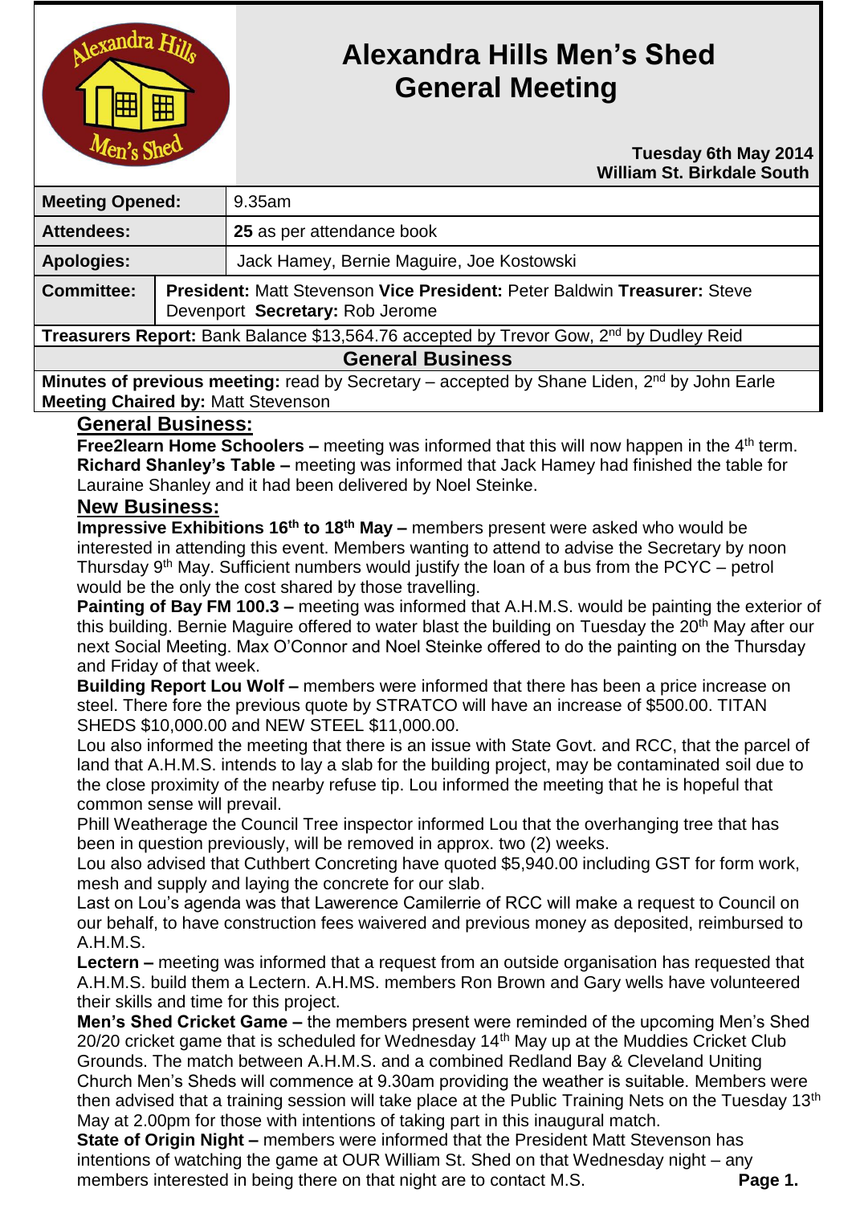# Alexandra Hills Men's Shed General Meeting

**Tuesday 6th May 2014**
**William St. Birkdale South**

| | |
|---|---|
| **Meeting Opened:** | 9.35am |
| **Attendees:** | **25** as per attendance book |
| **Apologies:** | Jack Hamey, Bernie Maguire, Joe Kostowski |
| **Committee:** | **President:** Matt Stevenson **Vice President:** Peter Baldwin **Treasurer:** Steve Devenport **Secretary:** Rob Jerome |

**Treasurers Report:** Bank Balance $13,564.76 accepted by Trevor Gow, 2nd by Dudley Reid

**General Business**

**Minutes of previous meeting:** read by Secretary – accepted by Shane Liden, 2nd by John Earle
**Meeting Chaired by:** Matt Stevenson

## General Business:

**Free2learn Home Schoolers –** meeting was informed that this will now happen in the 4th term.
**Richard Shanley's Table –** meeting was informed that Jack Hamey had finished the table for Lauraine Shanley and it had been delivered by Noel Steinke.

## New Business:

**Impressive Exhibitions 16th to 18th May –** members present were asked who would be interested in attending this event. Members wanting to attend to advise the Secretary by noon Thursday 9th May. Sufficient numbers would justify the loan of a bus from the PCYC – petrol would be the only the cost shared by those travelling.

**Painting of Bay FM 100.3 –** meeting was informed that A.H.M.S. would be painting the exterior of this building. Bernie Maguire offered to water blast the building on Tuesday the 20th May after our next Social Meeting. Max O'Connor and Noel Steinke offered to do the painting on the Thursday and Friday of that week.

**Building Report Lou Wolf –** members were informed that there has been a price increase on steel. There fore the previous quote by STRATCO will have an increase of $500.00. TITAN SHEDS $10,000.00 and NEW STEEL $11,000.00.

Lou also informed the meeting that there is an issue with State Govt. and RCC, that the parcel of land that A.H.M.S. intends to lay a slab for the building project, may be contaminated soil due to the close proximity of the nearby refuse tip. Lou informed the meeting that he is hopeful that common sense will prevail.

Phill Weatherage the Council Tree inspector informed Lou that the overhanging tree that has been in question previously, will be removed in approx. two (2) weeks.

Lou also advised that Cuthbert Concreting have quoted $5,940.00 including GST for form work, mesh and supply and laying the concrete for our slab.

Last on Lou's agenda was that Lawerence Camilerrie of RCC will make a request to Council on our behalf, to have construction fees waivered and previous money as deposited, reimbursed to A.H.M.S.

**Lectern –** meeting was informed that a request from an outside organisation has requested that A.H.M.S. build them a Lectern. A.H.MS. members Ron Brown and Gary wells have volunteered their skills and time for this project.

**Men's Shed Cricket Game –** the members present were reminded of the upcoming Men's Shed 20/20 cricket game that is scheduled for Wednesday 14th May up at the Muddies Cricket Club Grounds. The match between A.H.M.S. and a combined Redland Bay & Cleveland Uniting Church Men's Sheds will commence at 9.30am providing the weather is suitable. Members were then advised that a training session will take place at the Public Training Nets on the Tuesday 13th May at 2.00pm for those with intentions of taking part in this inaugural match.

**State of Origin Night –** members were informed that the President Matt Stevenson has intentions of watching the game at OUR William St. Shed on that Wednesday night – any members interested in being there on that night are to contact M.S.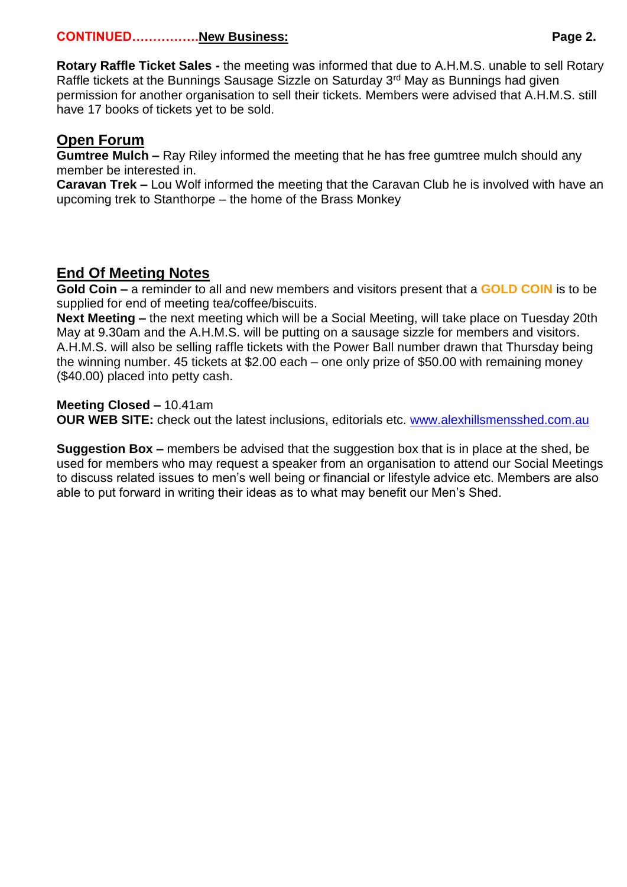**CONTINUED…………….New Business:**

**Rotary Raffle Ticket Sales -** the meeting was informed that due to A.H.M.S. unable to sell Rotary Raffle tickets at the Bunnings Sausage Sizzle on Saturday 3rd May as Bunnings had given permission for another organisation to sell their tickets. Members were advised that A.H.M.S. still have 17 books of tickets yet to be sold.

## Open Forum

**Gumtree Mulch –** Ray Riley informed the meeting that he has free gumtree mulch should any member be interested in.

**Caravan Trek –** Lou Wolf informed the meeting that the Caravan Club he is involved with have an upcoming trek to Stanthorpe – the home of the Brass Monkey

## End Of Meeting Notes

**Gold Coin –** a reminder to all and new members and visitors present that a **GOLD COIN** is to be supplied for end of meeting tea/coffee/biscuits.

**Next Meeting –** the next meeting which will be a Social Meeting, will take place on Tuesday 20th May at 9.30am and the A.H.M.S. will be putting on a sausage sizzle for members and visitors. A.H.M.S. will also be selling raffle tickets with the Power Ball number drawn that Thursday being the winning number. 45 tickets at $2.00 each – one only prize of $50.00 with remaining money ($40.00) placed into petty cash.

**Meeting Closed –** 10.41am

**OUR WEB SITE:** check out the latest inclusions, editorials etc. www.alexhillsmensshed.com.au

**Suggestion Box –** members be advised that the suggestion box that is in place at the shed, be used for members who may request a speaker from an organisation to attend our Social Meetings to discuss related issues to men's well being or financial or lifestyle advice etc. Members are also able to put forward in writing their ideas as to what may benefit our Men's Shed.